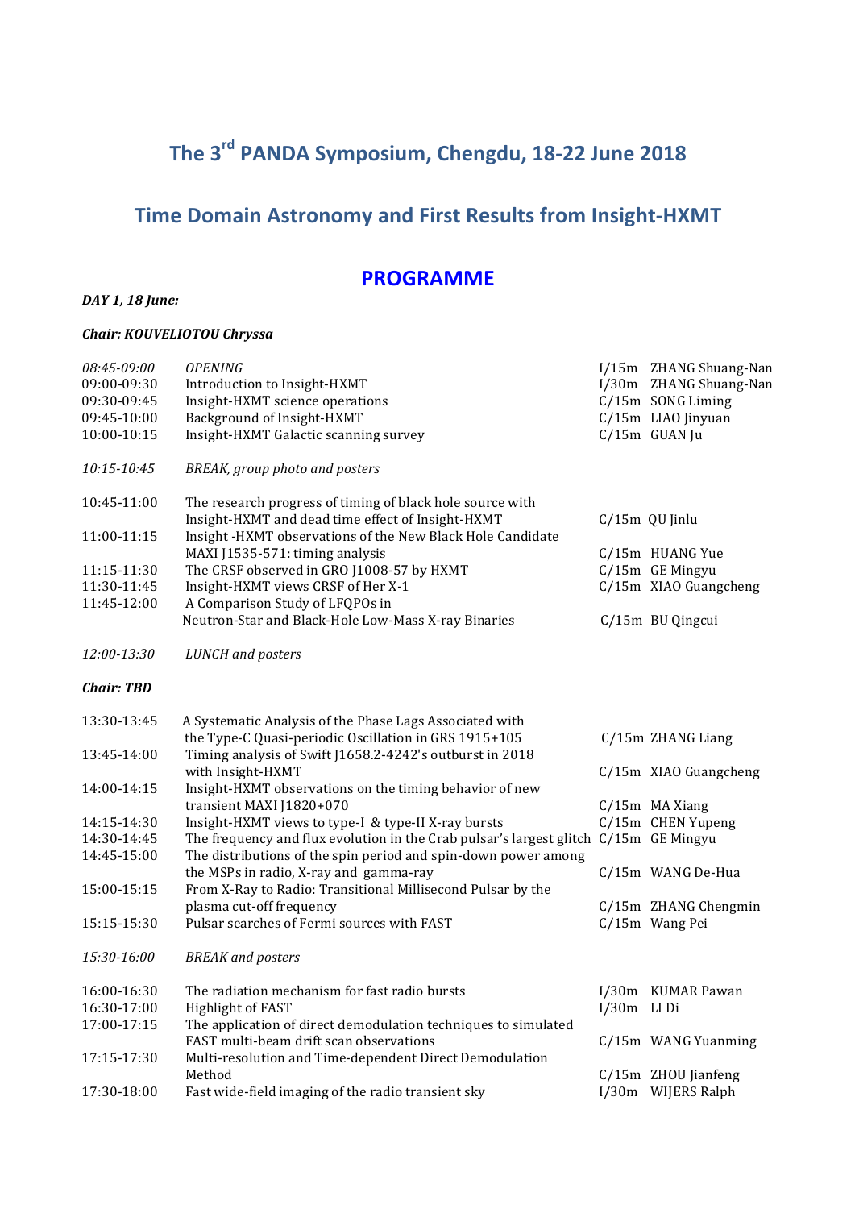# The 3rd PANDA Symposium, Chengdu, 18-22 June 2018

## Time Domain Astronomy and First Results from Insight-HXMT

## PROGRAMME

***DAY 1, 18 June:***

***Chair: KOUVELIOTOU Chryssa***

| Time | Title | Type | Speaker |
|---|---|---|---|
| *08:45-09:00* | *OPENING* | I/15m | ZHANG Shuang-Nan |
| 09:00-09:30 | Introduction to Insight-HXMT | I/30m | ZHANG Shuang-Nan |
| 09:30-09:45 | Insight-HXMT science operations | C/15m | SONG Liming |
| 09:45-10:00 | Background of Insight-HXMT | C/15m | LIAO Jinyuan |
| 10:00-10:15 | Insight-HXMT Galactic scanning survey | C/15m | GUAN Ju |
| *10:15-10:45* | *BREAK, group photo and posters* | | |
| 10:45-11:00 | The research progress of timing of black hole source with Insight-HXMT and dead time effect of Insight-HXMT | C/15m | QU Jinlu |
| 11:00-11:15 | Insight -HXMT observations of the New Black Hole Candidate MAXI J1535-571: timing analysis | C/15m | HUANG Yue |
| 11:15-11:30 | The CRSF observed in GRO J1008-57 by HXMT | C/15m | GE Mingyu |
| 11:30-11:45 | Insight-HXMT views CRSF of Her X-1 | C/15m | XIAO Guangcheng |
| 11:45-12:00 | A Comparison Study of LFQPOs in Neutron-Star and Black-Hole Low-Mass X-ray Binaries | C/15m | BU Qingcui |
| *12:00-13:30* | *LUNCH and posters* | | |

***Chair: TBD***

| Time | Title | Type | Speaker |
|---|---|---|---|
| 13:30-13:45 | A Systematic Analysis of the Phase Lags Associated with the Type-C Quasi-periodic Oscillation in GRS 1915+105 | C/15m | ZHANG Liang |
| 13:45-14:00 | Timing analysis of Swift J1658.2-4242's outburst in 2018 with Insight-HXMT | C/15m | XIAO Guangcheng |
| 14:00-14:15 | Insight-HXMT observations on the timing behavior of new transient MAXI J1820+070 | C/15m | MA Xiang |
| 14:15-14:30 | Insight-HXMT views to type-I & type-II X-ray bursts | C/15m | CHEN Yupeng |
| 14:30-14:45 | The frequency and flux evolution in the Crab pulsar's largest glitch | C/15m | GE Mingyu |
| 14:45-15:00 | The distributions of the spin period and spin-down power among the MSPs in radio, X-ray and gamma-ray | C/15m | WANG De-Hua |
| 15:00-15:15 | From X-Ray to Radio: Transitional Millisecond Pulsar by the plasma cut-off frequency | C/15m | ZHANG Chengmin |
| 15:15-15:30 | Pulsar searches of Fermi sources with FAST | C/15m | Wang Pei |
| *15:30-16:00* | *BREAK and posters* | | |
| 16:00-16:30 | The radiation mechanism for fast radio bursts | I/30m | KUMAR Pawan |
| 16:30-17:00 | Highlight of FAST | I/30m | LI Di |
| 17:00-17:15 | The application of direct demodulation techniques to simulated FAST multi-beam drift scan observations | C/15m | WANG Yuanming |
| 17:15-17:30 | Multi-resolution and Time-dependent Direct Demodulation Method | C/15m | ZHOU Jianfeng |
| 17:30-18:00 | Fast wide-field imaging of the radio transient sky | I/30m | WIJERS Ralph |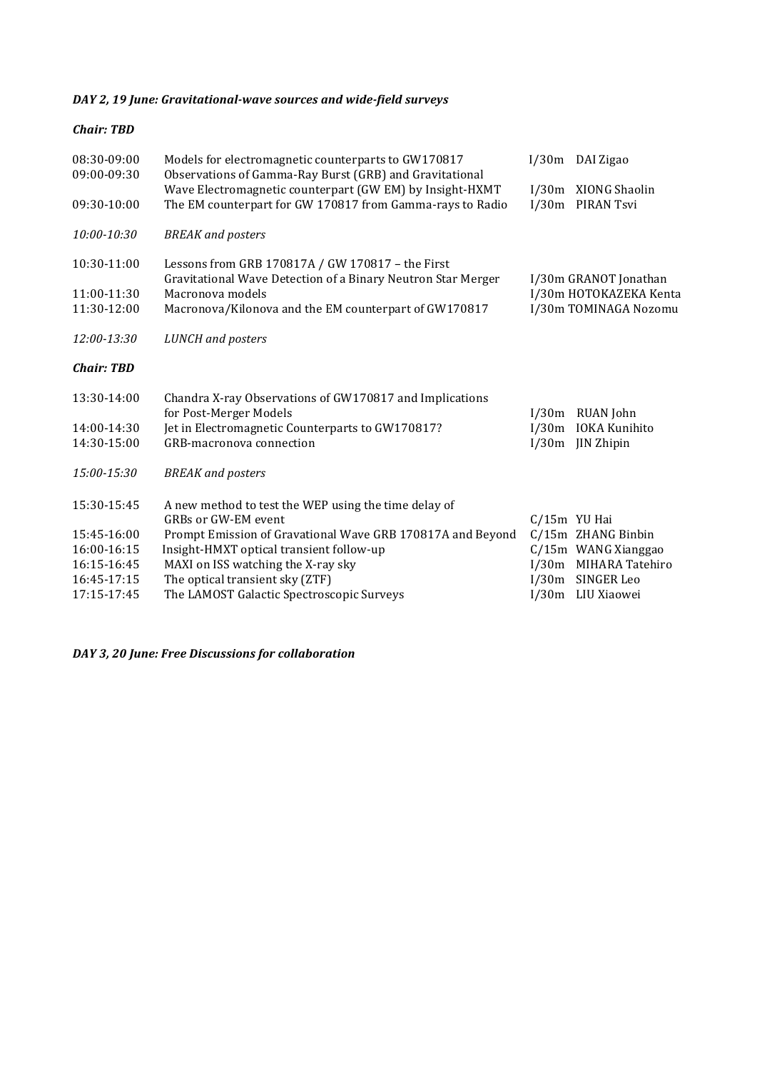***DAY 2, 19 June: Gravitational-wave sources and wide-field surveys***

***Chair: TBD***

| | | | |
|---|---|---|---|
| 08:30-09:00 | Models for electromagnetic counterparts to GW170817 | I/30m | DAI Zigao |
| 09:00-09:30 | Observations of Gamma-Ray Burst (GRB) and Gravitational Wave Electromagnetic counterpart (GW EM) by Insight-HXMT | I/30m | XIONG Shaolin |
| 09:30-10:00 | The EM counterpart for GW 170817 from Gamma-rays to Radio | I/30m | PIRAN Tsvi |
| *10:00-10:30* | *BREAK and posters* | | |
| 10:30-11:00 | Lessons from GRB 170817A / GW 170817 – the First Gravitational Wave Detection of a Binary Neutron Star Merger | I/30m | GRANOT Jonathan |
| 11:00-11:30 | Macronova models | I/30m | HOTOKAZEKA Kenta |
| 11:30-12:00 | Macronova/Kilonova and the EM counterpart of GW170817 | I/30m | TOMINAGA Nozomu |
| *12:00-13:30* | *LUNCH and posters* | | |

***Chair: TBD***

| | | | |
|---|---|---|---|
| 13:30-14:00 | Chandra X-ray Observations of GW170817 and Implications for Post-Merger Models | I/30m | RUAN John |
| 14:00-14:30 | Jet in Electromagnetic Counterparts to GW170817? | I/30m | IOKA Kunihito |
| 14:30-15:00 | GRB-macronova connection | I/30m | JIN Zhipin |
| *15:00-15:30* | *BREAK and posters* | | |
| 15:30-15:45 | A new method to test the WEP using the time delay of GRBs or GW-EM event | C/15m | YU Hai |
| 15:45-16:00 | Prompt Emission of Gravational Wave GRB 170817A and Beyond | C/15m | ZHANG Binbin |
| 16:00-16:15 | Insight-HMXT optical transient follow-up | C/15m | WANG Xianggao |
| 16:15-16:45 | MAXI on ISS watching the X-ray sky | I/30m | MIHARA Tatehiro |
| 16:45-17:15 | The optical transient sky (ZTF) | I/30m | SINGER Leo |
| 17:15-17:45 | The LAMOST Galactic Spectroscopic Surveys | I/30m | LIU Xiaowei |

***DAY 3, 20 June: Free Discussions for collaboration***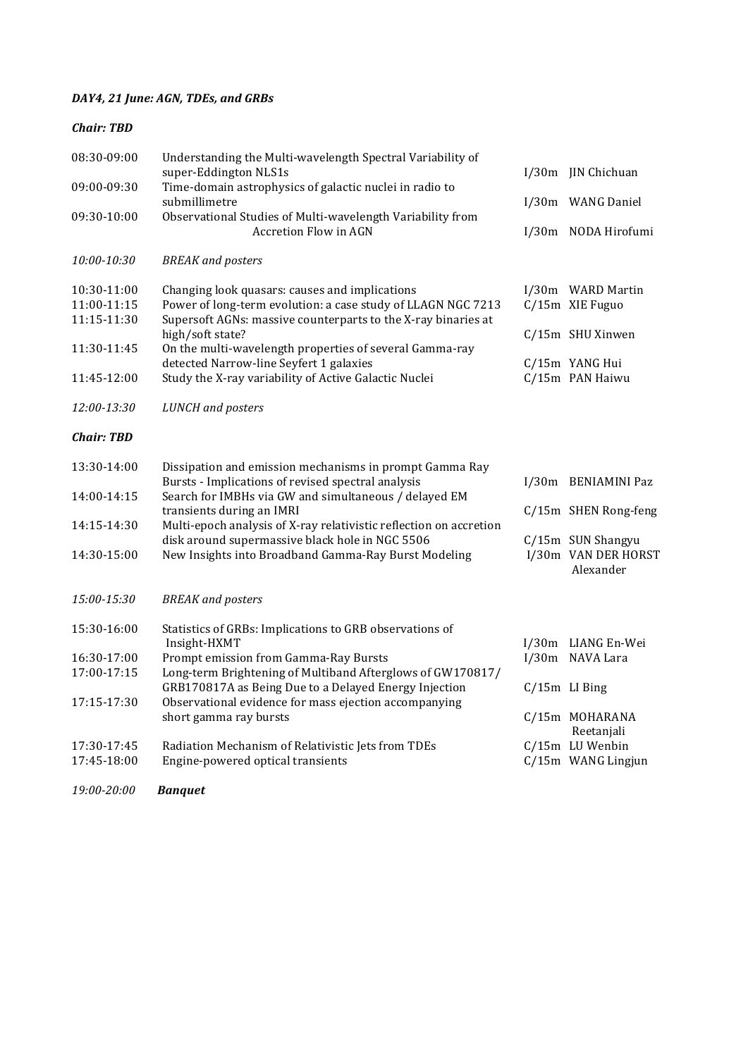***DAY4, 21 June: AGN, TDEs, and GRBs***

***Chair: TBD***

| | | | |
|---|---|---|---|
| 08:30-09:00 | Understanding the Multi-wavelength Spectral Variability of super-Eddington NLS1s | I/30m | JIN Chichuan |
| 09:00-09:30 | Time-domain astrophysics of galactic nuclei in radio to submillimetre | I/30m | WANG Daniel |
| 09:30-10:00 | Observational Studies of Multi-wavelength Variability from Accretion Flow in AGN | I/30m | NODA Hirofumi |
| *10:00-10:30* | *BREAK and posters* | | |
| 10:30-11:00 | Changing look quasars: causes and implications | I/30m | WARD Martin |
| 11:00-11:15 | Power of long-term evolution: a case study of LLAGN NGC 7213 | C/15m | XIE Fuguo |
| 11:15-11:30 | Supersoft AGNs: massive counterparts to the X-ray binaries at high/soft state? | C/15m | SHU Xinwen |
| 11:30-11:45 | On the multi-wavelength properties of several Gamma-ray detected Narrow-line Seyfert 1 galaxies | C/15m | YANG Hui |
| 11:45-12:00 | Study the X-ray variability of Active Galactic Nuclei | C/15m | PAN Haiwu |
| *12:00-13:30* | *LUNCH and posters* | | |

***Chair: TBD***

| | | | |
|---|---|---|---|
| 13:30-14:00 | Dissipation and emission mechanisms in prompt Gamma Ray Bursts - Implications of revised spectral analysis | I/30m | BENIAMINI Paz |
| 14:00-14:15 | Search for IMBHs via GW and simultaneous / delayed EM transients during an IMRI | C/15m | SHEN Rong-feng |
| 14:15-14:30 | Multi-epoch analysis of X-ray relativistic reflection on accretion disk around supermassive black hole in NGC 5506 | C/15m | SUN Shangyu |
| 14:30-15:00 | New Insights into Broadband Gamma-Ray Burst Modeling | I/30m | VAN DER HORST Alexander |
| *15:00-15:30* | *BREAK and posters* | | |
| 15:30-16:00 | Statistics of GRBs: Implications to GRB observations of Insight-HXMT | I/30m | LIANG En-Wei |
| 16:30-17:00 | Prompt emission from Gamma-Ray Bursts | I/30m | NAVA Lara |
| 17:00-17:15 | Long-term Brightening of Multiband Afterglows of GW170817/ GRB170817A as Being Due to a Delayed Energy Injection | C/15m | LI Bing |
| 17:15-17:30 | Observational evidence for mass ejection accompanying short gamma ray bursts | C/15m | MOHARANA Reetanjali |
| 17:30-17:45 | Radiation Mechanism of Relativistic Jets from TDEs | C/15m | LU Wenbin |
| 17:45-18:00 | Engine-powered optical transients | C/15m | WANG Lingjun |

*19:00-20:00* ***Banquet***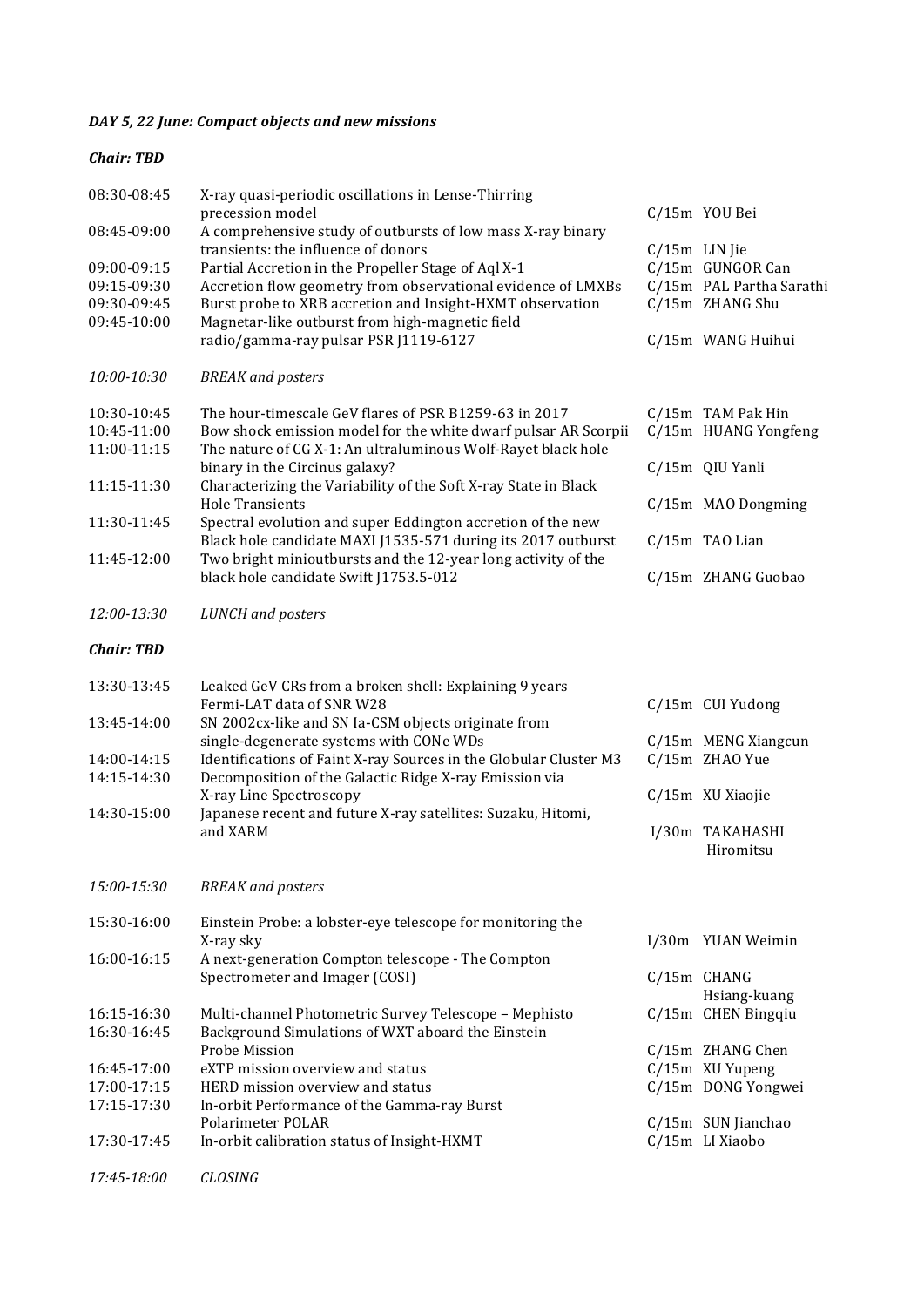***DAY 5, 22 June: Compact objects and new missions***

***Chair: TBD***

| | | | |
|---|---|---|---|
| 08:30-08:45 | X-ray quasi-periodic oscillations in Lense-Thirring precession model | C/15m | YOU Bei |
| 08:45-09:00 | A comprehensive study of outbursts of low mass X-ray binary transients: the influence of donors | C/15m | LIN Jie |
| 09:00-09:15 | Partial Accretion in the Propeller Stage of Aql X-1 | C/15m | GUNGOR Can |
| 09:15-09:30 | Accretion flow geometry from observational evidence of LMXBs | C/15m | PAL Partha Sarathi |
| 09:30-09:45 | Burst probe to XRB accretion and Insight-HXMT observation | C/15m | ZHANG Shu |
| 09:45-10:00 | Magnetar-like outburst from high-magnetic field radio/gamma-ray pulsar PSR J1119-6127 | C/15m | WANG Huihui |
| *10:00-10:30* | *BREAK and posters* | | |
| 10:30-10:45 | The hour-timescale GeV flares of PSR B1259-63 in 2017 | C/15m | TAM Pak Hin |
| 10:45-11:00 | Bow shock emission model for the white dwarf pulsar AR Scorpii | C/15m | HUANG Yongfeng |
| 11:00-11:15 | The nature of CG X-1: An ultraluminous Wolf-Rayet black hole binary in the Circinus galaxy? | C/15m | QIU Yanli |
| 11:15-11:30 | Characterizing the Variability of the Soft X-ray State in Black Hole Transients | C/15m | MAO Dongming |
| 11:30-11:45 | Spectral evolution and super Eddington accretion of the new Black hole candidate MAXI J1535-571 during its 2017 outburst | C/15m | TAO Lian |
| 11:45-12:00 | Two bright minioutbursts and the 12-year long activity of the black hole candidate Swift J1753.5-012 | C/15m | ZHANG Guobao |
| *12:00-13:30* | *LUNCH and posters* | | |

***Chair: TBD***

| | | | |
|---|---|---|---|
| 13:30-13:45 | Leaked GeV CRs from a broken shell: Explaining 9 years Fermi-LAT data of SNR W28 | C/15m | CUI Yudong |
| 13:45-14:00 | SN 2002cx-like and SN Ia-CSM objects originate from single-degenerate systems with CONe WDs | C/15m | MENG Xiangcun |
| 14:00-14:15 | Identifications of Faint X-ray Sources in the Globular Cluster M3 | C/15m | ZHAO Yue |
| 14:15-14:30 | Decomposition of the Galactic Ridge X-ray Emission via X-ray Line Spectroscopy | C/15m | XU Xiaojie |
| 14:30-15:00 | Japanese recent and future X-ray satellites: Suzaku, Hitomi, and XARM | I/30m | TAKAHASHI Hiromitsu |
| *15:00-15:30* | *BREAK and posters* | | |
| 15:30-16:00 | Einstein Probe: a lobster-eye telescope for monitoring the X-ray sky | I/30m | YUAN Weimin |
| 16:00-16:15 | A next-generation Compton telescope - The Compton Spectrometer and Imager (COSI) | C/15m | CHANG Hsiang-kuang |
| 16:15-16:30 | Multi-channel Photometric Survey Telescope – Mephisto | C/15m | CHEN Bingqiu |
| 16:30-16:45 | Background Simulations of WXT aboard the Einstein Probe Mission | C/15m | ZHANG Chen |
| 16:45-17:00 | eXTP mission overview and status | C/15m | XU Yupeng |
| 17:00-17:15 | HERD mission overview and status | C/15m | DONG Yongwei |
| 17:15-17:30 | In-orbit Performance of the Gamma-ray Burst Polarimeter POLAR | C/15m | SUN Jianchao |
| 17:30-17:45 | In-orbit calibration status of Insight-HXMT | C/15m | LI Xiaobo |
| *17:45-18:00* | *CLOSING* | | |